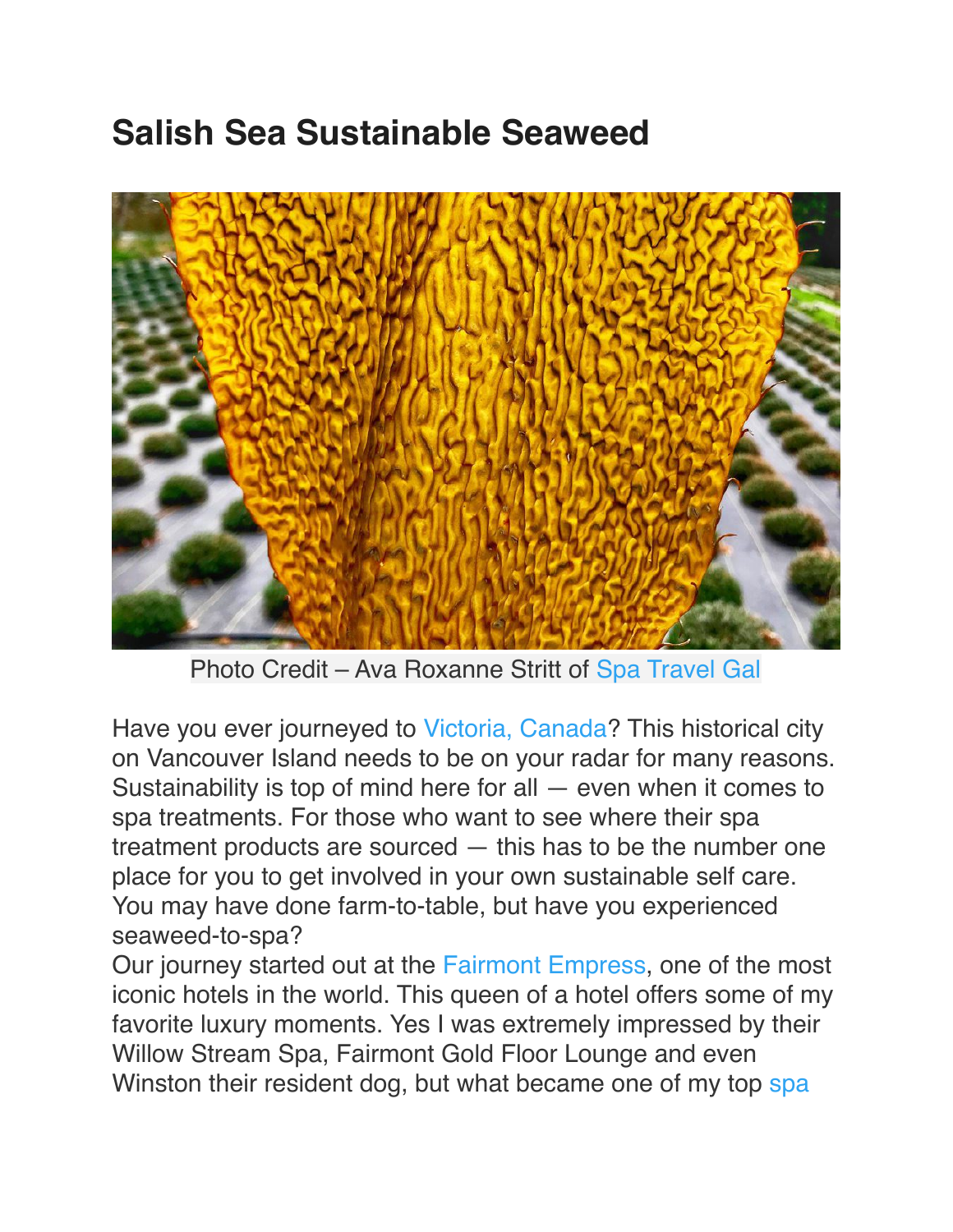# Salish Sea Sustainable Seaweed

Photo Credit – Ava Roxanne Stritt of Spa Travel Gal

Have you ever journeyed to Victoria, Canada? This historical city on Vancouver Island needs to be on your radar for many reasons. Sustainability is top of mind here for all — even when it comes to spa treatments. For those who want to see where their spa treatment products are sourced — this has to be the number one place for you to get involved in your own sustainable self care. You may have done farm-to-table, but have you experienced seaweed-to-spa?

Our journey started out at the Fairmont Empress, one of the most iconic hotels in the world. This queen of a hotel offers some of my favorite luxury moments. Yes I was extremely impressed by their Willow Stream Spa, Fairmont Gold Floor Lounge and even Winston their resident dog, but what became one of my top spa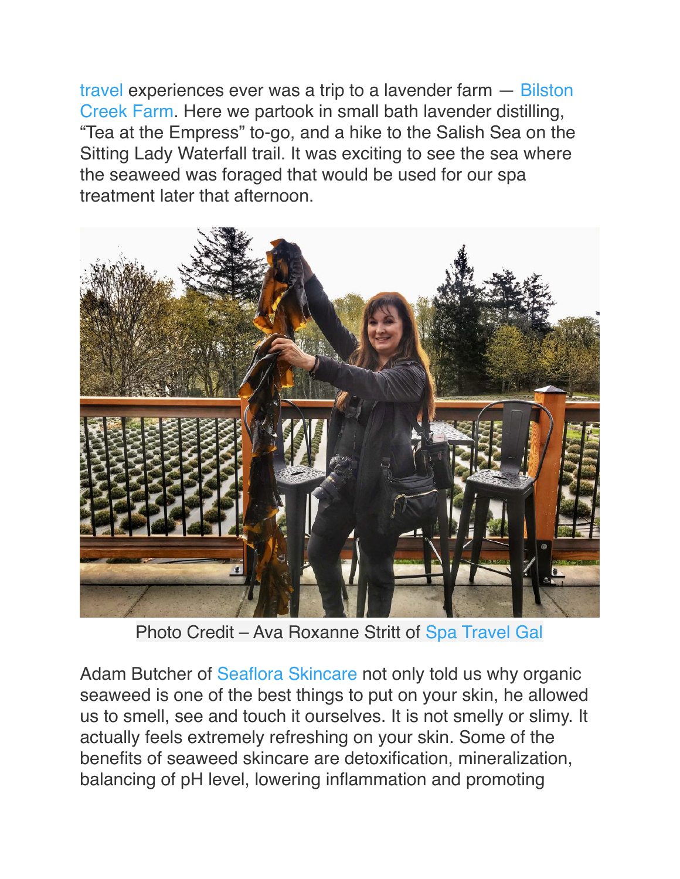travel experiences ever was a trip to a lavender farm — Bilston Creek Farm. Here we partook in small bath lavender distilling, "Tea at the Empress" to-go, and a hike to the Salish Sea on the Sitting Lady Waterfall trail. It was exciting to see the sea where the seaweed was foraged that would be used for our spa treatment later that afternoon.

Photo Credit – Ava Roxanne Stritt of Spa Travel Gal

Adam Butcher of Seaflora Skincare not only told us why organic seaweed is one of the best things to put on your skin, he allowed us to smell, see and touch it ourselves. It is not smelly or slimy. It actually feels extremely refreshing on your skin. Some of the benefits of seaweed skincare are detoxification, mineralization, balancing of pH level, lowering inflammation and promoting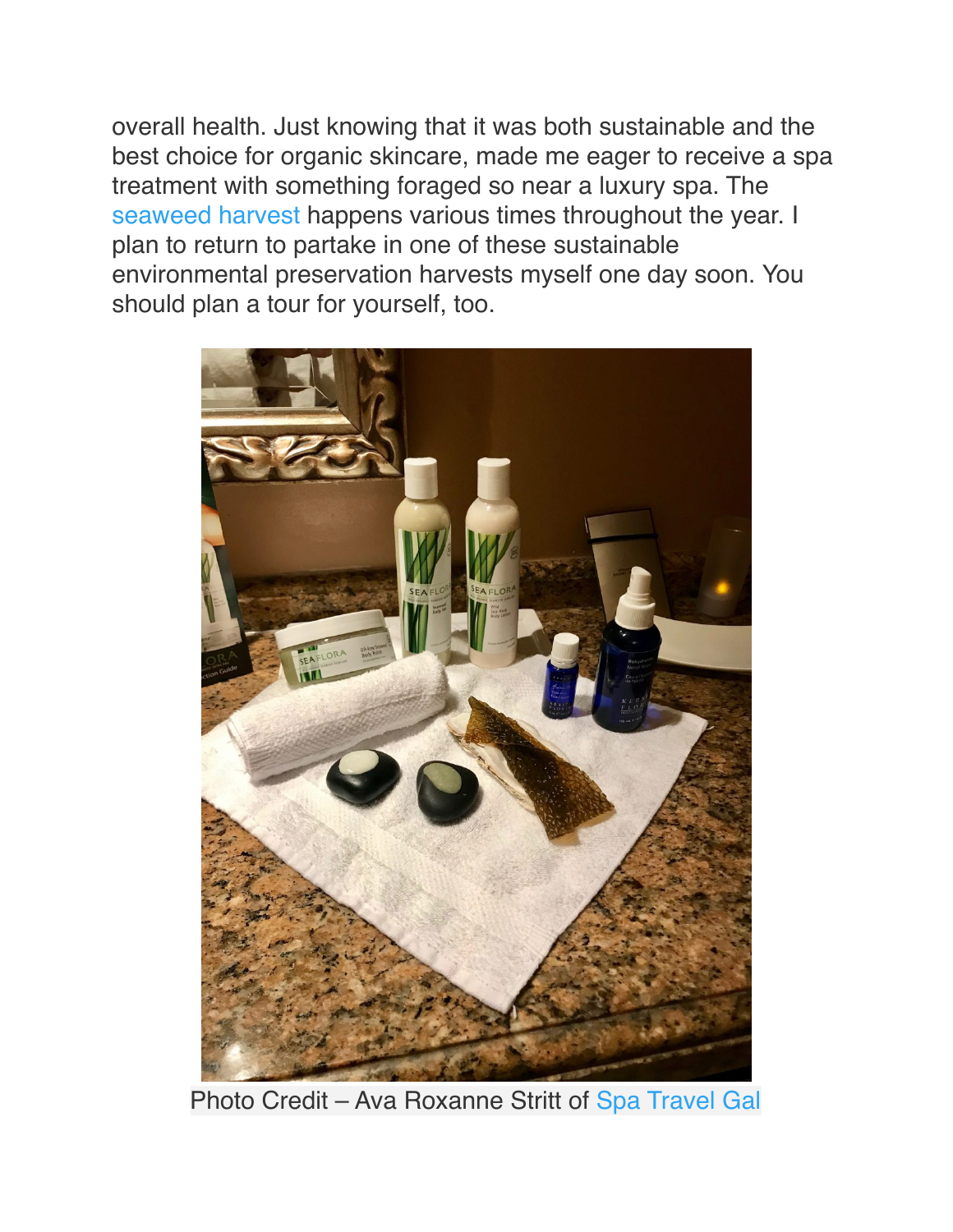overall health. Just knowing that it was both sustainable and the best choice for organic skincare, made me eager to receive a spa treatment with something foraged so near a luxury spa. The seaweed harvest happens various times throughout the year. I plan to return to partake in one of these sustainable environmental preservation harvests myself one day soon. You should plan a tour for yourself, too.

Photo Credit – Ava Roxanne Stritt of Spa Travel Gal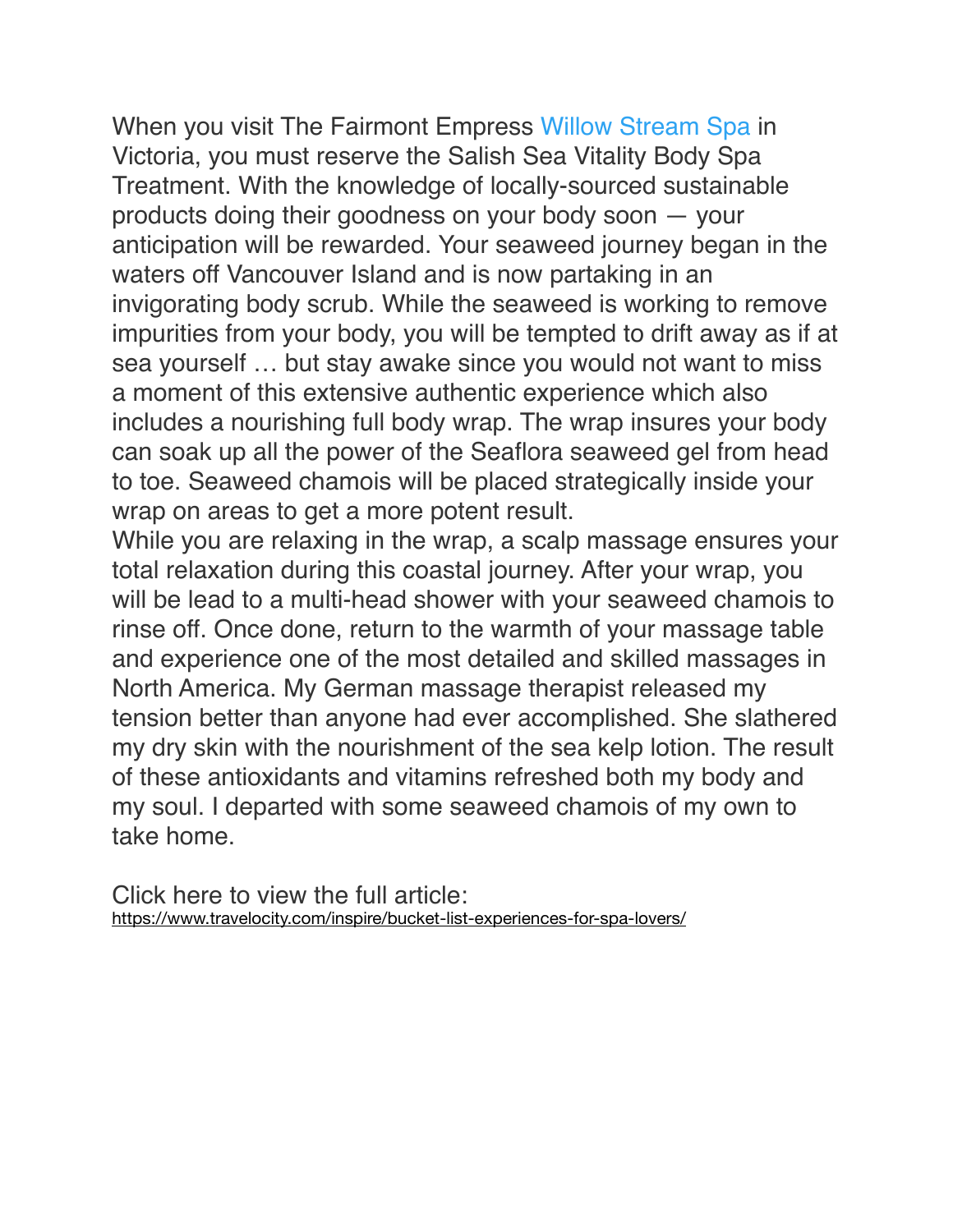When you visit The Fairmont Empress Willow Stream Spa in Victoria, you must reserve the Salish Sea Vitality Body Spa Treatment. With the knowledge of locally-sourced sustainable products doing their goodness on your body soon — your anticipation will be rewarded. Your seaweed journey began in the waters off Vancouver Island and is now partaking in an invigorating body scrub. While the seaweed is working to remove impurities from your body, you will be tempted to drift away as if at sea yourself … but stay awake since you would not want to miss a moment of this extensive authentic experience which also includes a nourishing full body wrap. The wrap insures your body can soak up all the power of the Seaflora seaweed gel from head to toe. Seaweed chamois will be placed strategically inside your wrap on areas to get a more potent result.

While you are relaxing in the wrap, a scalp massage ensures your total relaxation during this coastal journey. After your wrap, you will be lead to a multi-head shower with your seaweed chamois to rinse off. Once done, return to the warmth of your massage table and experience one of the most detailed and skilled massages in North America. My German massage therapist released my tension better than anyone had ever accomplished. She slathered my dry skin with the nourishment of the sea kelp lotion. The result of these antioxidants and vitamins refreshed both my body and my soul. I departed with some seaweed chamois of my own to take home.

Click here to view the full article:
https://www.travelocity.com/inspire/bucket-list-experiences-for-spa-lovers/